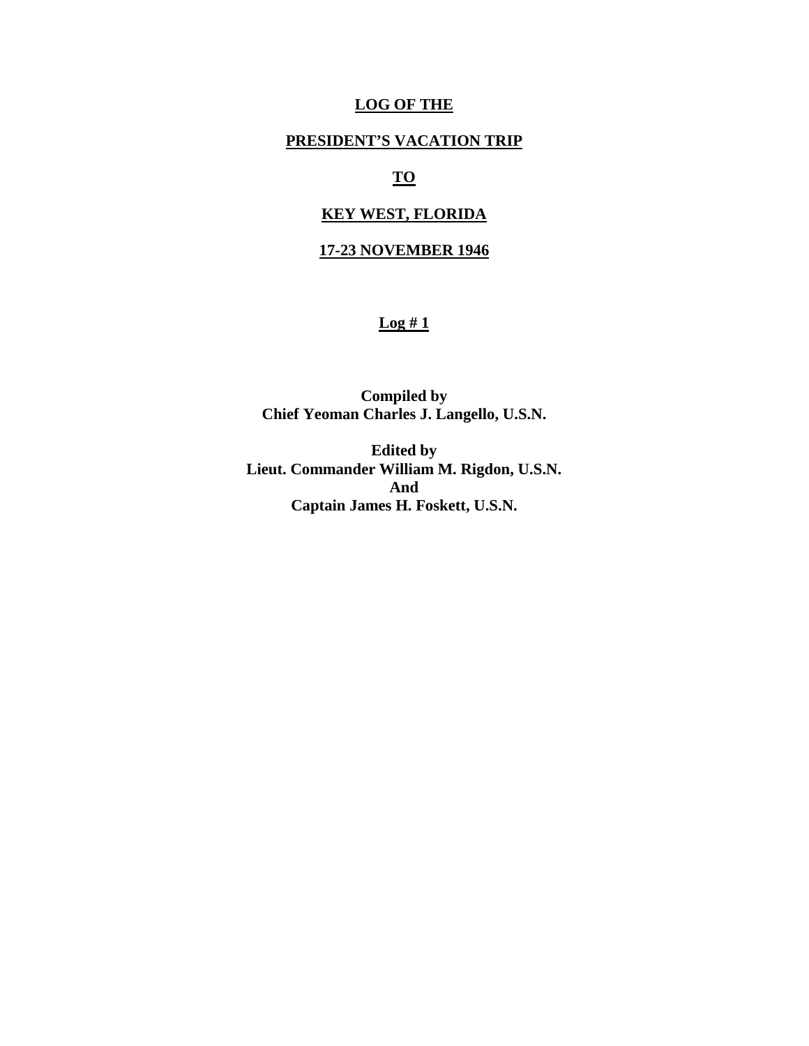# LOG OF THE

# PRESIDENT'S VACATION TRIP

# TO

# KEY WEST, FLORIDA

# 17-23 NOVEMBER 1946

**Log # 1**

**Compiled by**
**Chief Yeoman Charles J. Langello, U.S.N.**

**Edited by**
**Lieut. Commander William M. Rigdon, U.S.N.**
**And**
**Captain James H. Foskett, U.S.N.**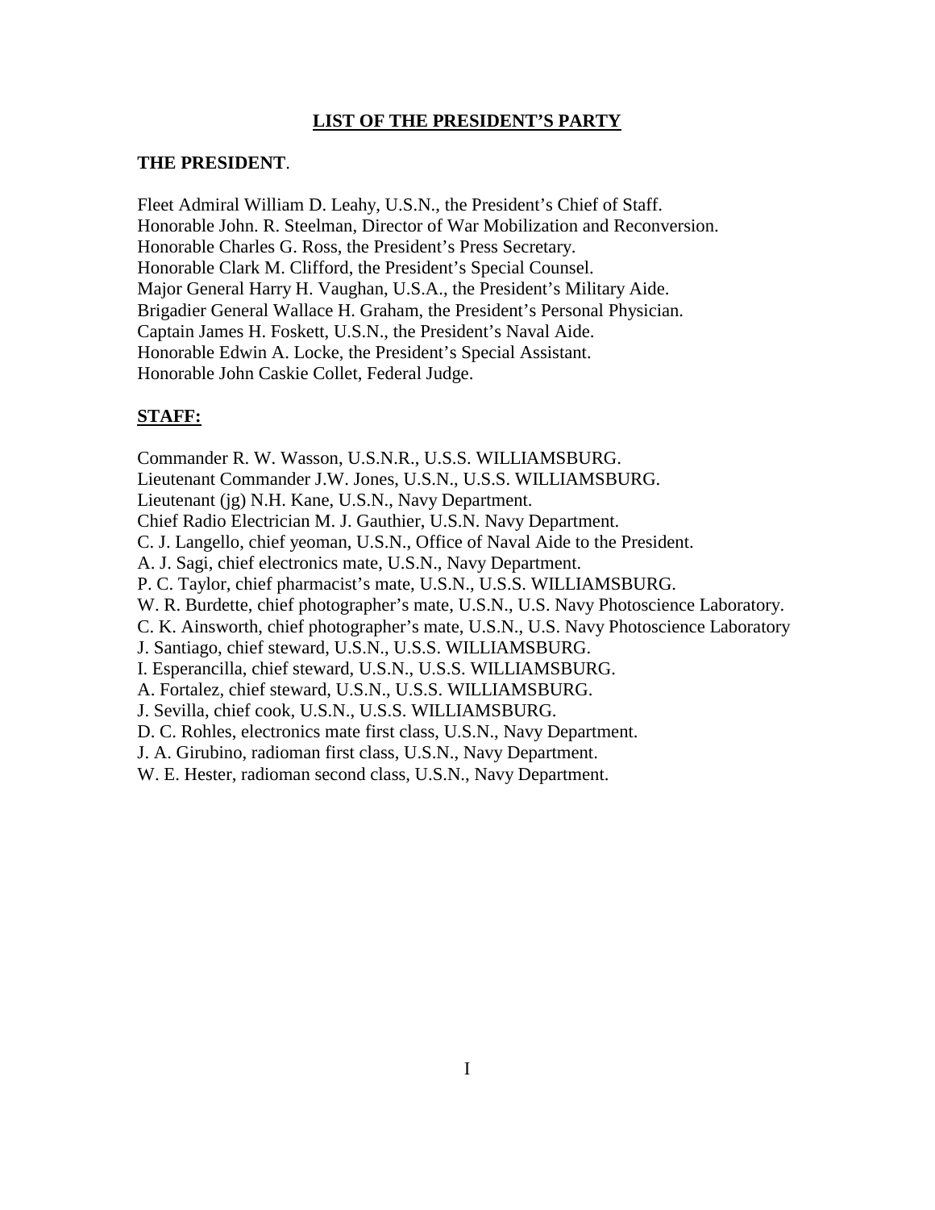## LIST OF THE PRESIDENT'S PARTY

**THE PRESIDENT**.

Fleet Admiral William D. Leahy, U.S.N., the President's Chief of Staff.
Honorable John. R. Steelman, Director of War Mobilization and Reconversion.
Honorable Charles G. Ross, the President's Press Secretary.
Honorable Clark M. Clifford, the President's Special Counsel.
Major General Harry H. Vaughan, U.S.A., the President's Military Aide.
Brigadier General Wallace H. Graham, the President's Personal Physician.
Captain James H. Foskett, U.S.N., the President's Naval Aide.
Honorable Edwin A. Locke, the President's Special Assistant.
Honorable John Caskie Collet, Federal Judge.

**STAFF:**

Commander R. W. Wasson, U.S.N.R., U.S.S. WILLIAMSBURG.
Lieutenant Commander J.W. Jones, U.S.N., U.S.S. WILLIAMSBURG.
Lieutenant (jg) N.H. Kane, U.S.N., Navy Department.
Chief Radio Electrician M. J. Gauthier, U.S.N. Navy Department.
C. J. Langello, chief yeoman, U.S.N., Office of Naval Aide to the President.
A. J. Sagi, chief electronics mate, U.S.N., Navy Department.
P. C. Taylor, chief pharmacist's mate, U.S.N., U.S.S. WILLIAMSBURG.
W. R. Burdette, chief photographer's mate, U.S.N., U.S. Navy Photoscience Laboratory.
C. K. Ainsworth, chief photographer's mate, U.S.N., U.S. Navy Photoscience Laboratory
J. Santiago, chief steward, U.S.N., U.S.S. WILLIAMSBURG.
I. Esperancilla, chief steward, U.S.N., U.S.S. WILLIAMSBURG.
A. Fortalez, chief steward, U.S.N., U.S.S. WILLIAMSBURG.
J. Sevilla, chief cook, U.S.N., U.S.S. WILLIAMSBURG.
D. C. Rohles, electronics mate first class, U.S.N., Navy Department.
J. A. Girubino, radioman first class, U.S.N., Navy Department.
W. E. Hester, radioman second class, U.S.N., Navy Department.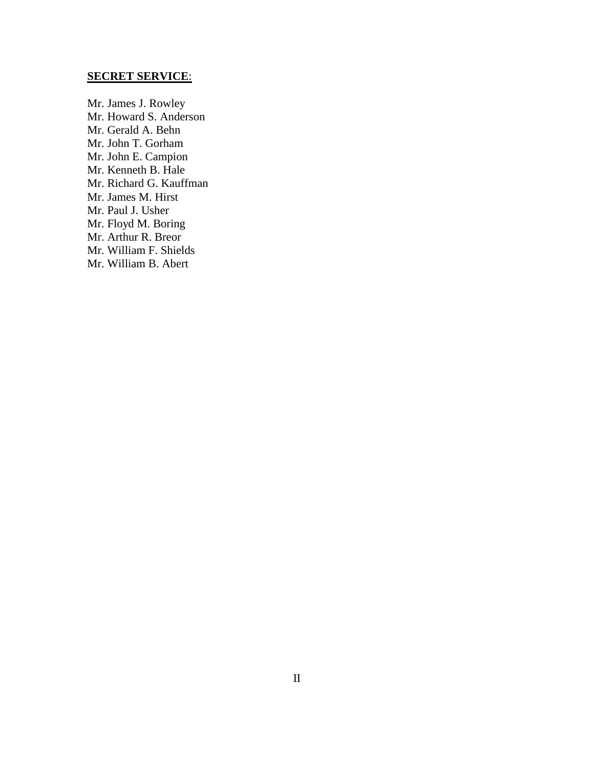**SECRET SERVICE**:

Mr. James J. Rowley
Mr. Howard S. Anderson
Mr. Gerald A. Behn
Mr. John T. Gorham
Mr. John E. Campion
Mr. Kenneth B. Hale
Mr. Richard G. Kauffman
Mr. James M. Hirst
Mr. Paul J. Usher
Mr. Floyd M. Boring
Mr. Arthur R. Breor
Mr. William F. Shields
Mr. William B. Abert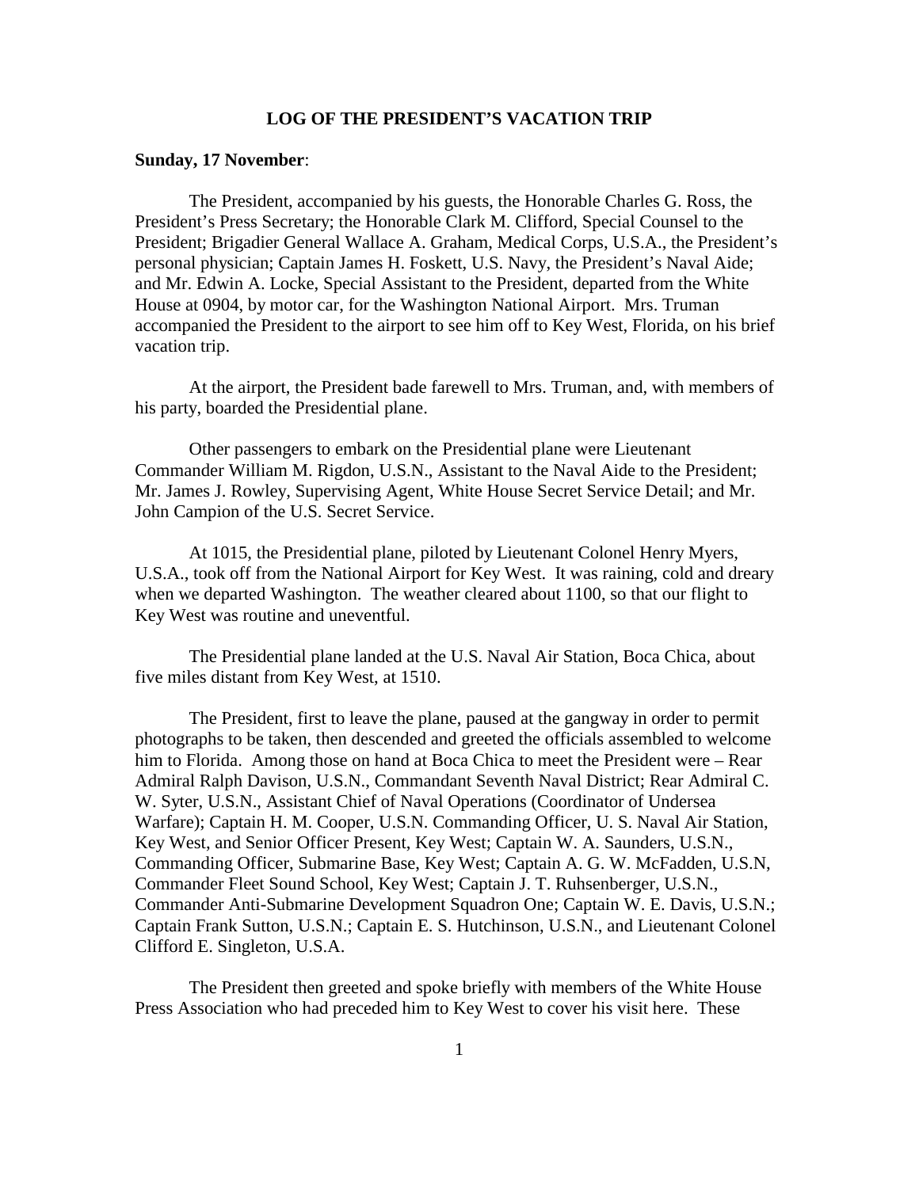**LOG OF THE PRESIDENT'S VACATION TRIP**

**Sunday, 17 November**:

The President, accompanied by his guests, the Honorable Charles G. Ross, the President's Press Secretary; the Honorable Clark M. Clifford, Special Counsel to the President; Brigadier General Wallace A. Graham, Medical Corps, U.S.A., the President's personal physician; Captain James H. Foskett, U.S. Navy, the President's Naval Aide; and Mr. Edwin A. Locke, Special Assistant to the President, departed from the White House at 0904, by motor car, for the Washington National Airport. Mrs. Truman accompanied the President to the airport to see him off to Key West, Florida, on his brief vacation trip.

At the airport, the President bade farewell to Mrs. Truman, and, with members of his party, boarded the Presidential plane.

Other passengers to embark on the Presidential plane were Lieutenant Commander William M. Rigdon, U.S.N., Assistant to the Naval Aide to the President; Mr. James J. Rowley, Supervising Agent, White House Secret Service Detail; and Mr. John Campion of the U.S. Secret Service.

At 1015, the Presidential plane, piloted by Lieutenant Colonel Henry Myers, U.S.A., took off from the National Airport for Key West. It was raining, cold and dreary when we departed Washington. The weather cleared about 1100, so that our flight to Key West was routine and uneventful.

The Presidential plane landed at the U.S. Naval Air Station, Boca Chica, about five miles distant from Key West, at 1510.

The President, first to leave the plane, paused at the gangway in order to permit photographs to be taken, then descended and greeted the officials assembled to welcome him to Florida. Among those on hand at Boca Chica to meet the President were – Rear Admiral Ralph Davison, U.S.N., Commandant Seventh Naval District; Rear Admiral C. W. Syter, U.S.N., Assistant Chief of Naval Operations (Coordinator of Undersea Warfare); Captain H. M. Cooper, U.S.N. Commanding Officer, U. S. Naval Air Station, Key West, and Senior Officer Present, Key West; Captain W. A. Saunders, U.S.N., Commanding Officer, Submarine Base, Key West; Captain A. G. W. McFadden, U.S.N, Commander Fleet Sound School, Key West; Captain J. T. Ruhsenberger, U.S.N., Commander Anti-Submarine Development Squadron One; Captain W. E. Davis, U.S.N.; Captain Frank Sutton, U.S.N.; Captain E. S. Hutchinson, U.S.N., and Lieutenant Colonel Clifford E. Singleton, U.S.A.

The President then greeted and spoke briefly with members of the White House Press Association who had preceded him to Key West to cover his visit here. These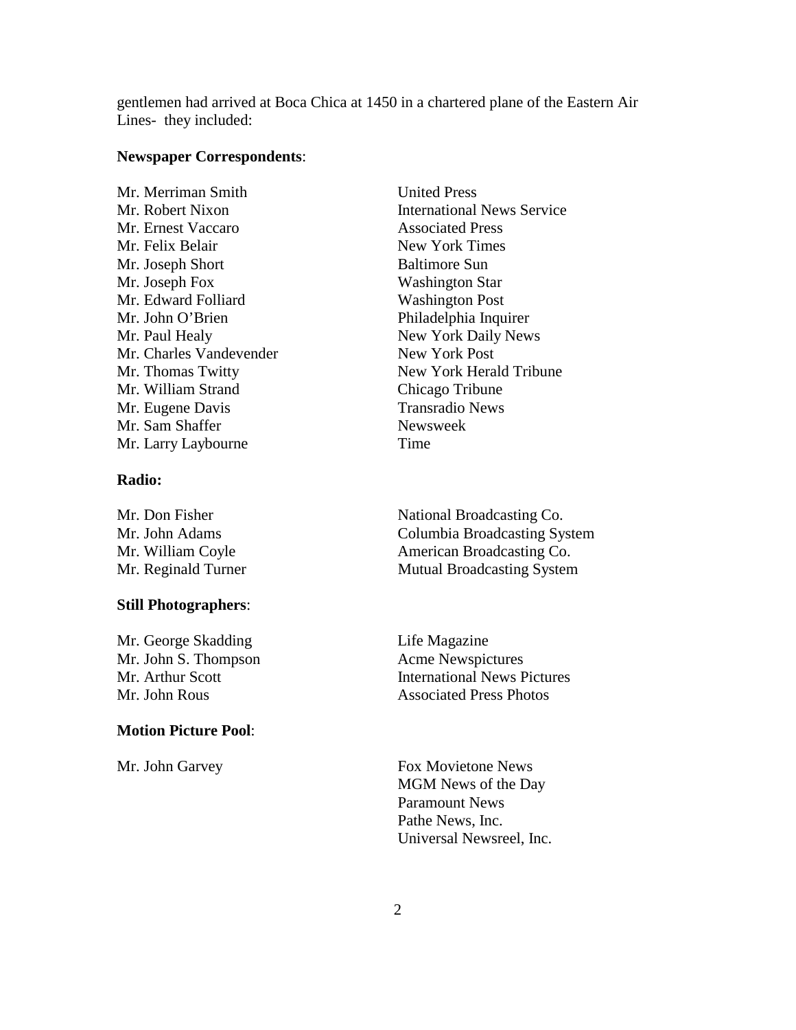gentlemen had arrived at Boca Chica at 1450 in a chartered plane of the Eastern Air Lines- they included:

**Newspaper Correspondents**:

| | |
|---|---|
| Mr. Merriman Smith | United Press |
| Mr. Robert Nixon | International News Service |
| Mr. Ernest Vaccaro | Associated Press |
| Mr. Felix Belair | New York Times |
| Mr. Joseph Short | Baltimore Sun |
| Mr. Joseph Fox | Washington Star |
| Mr. Edward Folliard | Washington Post |
| Mr. John O'Brien | Philadelphia Inquirer |
| Mr. Paul Healy | New York Daily News |
| Mr. Charles Vandevender | New York Post |
| Mr. Thomas Twitty | New York Herald Tribune |
| Mr. William Strand | Chicago Tribune |
| Mr. Eugene Davis | Transradio News |
| Mr. Sam Shaffer | Newsweek |
| Mr. Larry Laybourne | Time |

**Radio:**

| | |
|---|---|
| Mr. Don Fisher | National Broadcasting Co. |
| Mr. John Adams | Columbia Broadcasting System |
| Mr. William Coyle | American Broadcasting Co. |
| Mr. Reginald Turner | Mutual Broadcasting System |

**Still Photographers**:

| | |
|---|---|
| Mr. George Skadding | Life Magazine |
| Mr. John S. Thompson | Acme Newspictures |
| Mr. Arthur Scott | International News Pictures |
| Mr. John Rous | Associated Press Photos |

**Motion Picture Pool**:

| | |
|---|---|
| Mr. John Garvey | Fox Movietone News |
| | MGM News of the Day |
| | Paramount News |
| | Pathe News, Inc. |
| | Universal Newsreel, Inc. |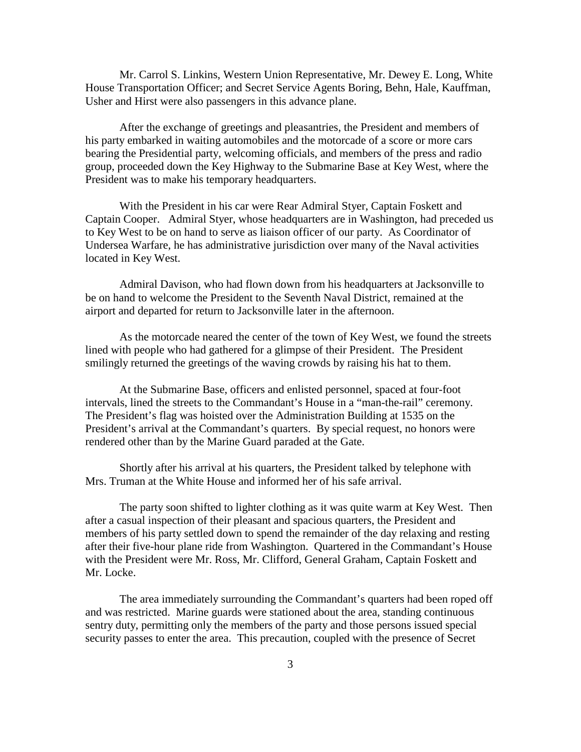Mr. Carrol S. Linkins, Western Union Representative, Mr. Dewey E. Long, White House Transportation Officer; and Secret Service Agents Boring, Behn, Hale, Kauffman, Usher and Hirst were also passengers in this advance plane.

After the exchange of greetings and pleasantries, the President and members of his party embarked in waiting automobiles and the motorcade of a score or more cars bearing the Presidential party, welcoming officials, and members of the press and radio group, proceeded down the Key Highway to the Submarine Base at Key West, where the President was to make his temporary headquarters.

With the President in his car were Rear Admiral Styer, Captain Foskett and Captain Cooper. Admiral Styer, whose headquarters are in Washington, had preceded us to Key West to be on hand to serve as liaison officer of our party. As Coordinator of Undersea Warfare, he has administrative jurisdiction over many of the Naval activities located in Key West.

Admiral Davison, who had flown down from his headquarters at Jacksonville to be on hand to welcome the President to the Seventh Naval District, remained at the airport and departed for return to Jacksonville later in the afternoon.

As the motorcade neared the center of the town of Key West, we found the streets lined with people who had gathered for a glimpse of their President. The President smilingly returned the greetings of the waving crowds by raising his hat to them.

At the Submarine Base, officers and enlisted personnel, spaced at four-foot intervals, lined the streets to the Commandant's House in a "man-the-rail" ceremony. The President's flag was hoisted over the Administration Building at 1535 on the President's arrival at the Commandant's quarters. By special request, no honors were rendered other than by the Marine Guard paraded at the Gate.

Shortly after his arrival at his quarters, the President talked by telephone with Mrs. Truman at the White House and informed her of his safe arrival.

The party soon shifted to lighter clothing as it was quite warm at Key West. Then after a casual inspection of their pleasant and spacious quarters, the President and members of his party settled down to spend the remainder of the day relaxing and resting after their five-hour plane ride from Washington. Quartered in the Commandant's House with the President were Mr. Ross, Mr. Clifford, General Graham, Captain Foskett and Mr. Locke.

The area immediately surrounding the Commandant's quarters had been roped off and was restricted. Marine guards were stationed about the area, standing continuous sentry duty, permitting only the members of the party and those persons issued special security passes to enter the area. This precaution, coupled with the presence of Secret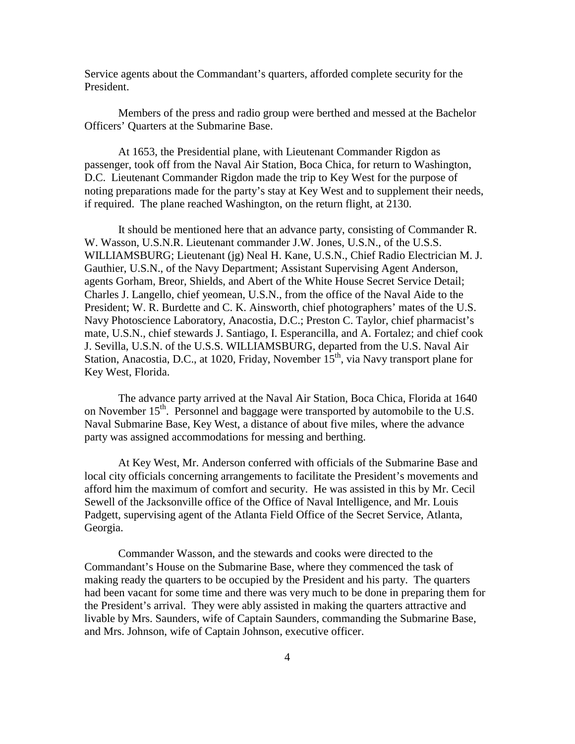Service agents about the Commandant's quarters, afforded complete security for the President.

Members of the press and radio group were berthed and messed at the Bachelor Officers' Quarters at the Submarine Base.

At 1653, the Presidential plane, with Lieutenant Commander Rigdon as passenger, took off from the Naval Air Station, Boca Chica, for return to Washington, D.C. Lieutenant Commander Rigdon made the trip to Key West for the purpose of noting preparations made for the party's stay at Key West and to supplement their needs, if required. The plane reached Washington, on the return flight, at 2130.

It should be mentioned here that an advance party, consisting of Commander R. W. Wasson, U.S.N.R. Lieutenant commander J.W. Jones, U.S.N., of the U.S.S. WILLIAMSBURG; Lieutenant (jg) Neal H. Kane, U.S.N., Chief Radio Electrician M. J. Gauthier, U.S.N., of the Navy Department; Assistant Supervising Agent Anderson, agents Gorham, Breor, Shields, and Abert of the White House Secret Service Detail; Charles J. Langello, chief yeomean, U.S.N., from the office of the Naval Aide to the President; W. R. Burdette and C. K. Ainsworth, chief photographers' mates of the U.S. Navy Photoscience Laboratory, Anacostia, D.C.; Preston C. Taylor, chief pharmacist's mate, U.S.N., chief stewards J. Santiago, I. Esperancilla, and A. Fortalez; and chief cook J. Sevilla, U.S.N. of the U.S.S. WILLIAMSBURG, departed from the U.S. Naval Air Station, Anacostia, D.C., at 1020, Friday, November 15th, via Navy transport plane for Key West, Florida.

The advance party arrived at the Naval Air Station, Boca Chica, Florida at 1640 on November 15th. Personnel and baggage were transported by automobile to the U.S. Naval Submarine Base, Key West, a distance of about five miles, where the advance party was assigned accommodations for messing and berthing.

At Key West, Mr. Anderson conferred with officials of the Submarine Base and local city officials concerning arrangements to facilitate the President's movements and afford him the maximum of comfort and security. He was assisted in this by Mr. Cecil Sewell of the Jacksonville office of the Office of Naval Intelligence, and Mr. Louis Padgett, supervising agent of the Atlanta Field Office of the Secret Service, Atlanta, Georgia.

Commander Wasson, and the stewards and cooks were directed to the Commandant's House on the Submarine Base, where they commenced the task of making ready the quarters to be occupied by the President and his party. The quarters had been vacant for some time and there was very much to be done in preparing them for the President's arrival. They were ably assisted in making the quarters attractive and livable by Mrs. Saunders, wife of Captain Saunders, commanding the Submarine Base, and Mrs. Johnson, wife of Captain Johnson, executive officer.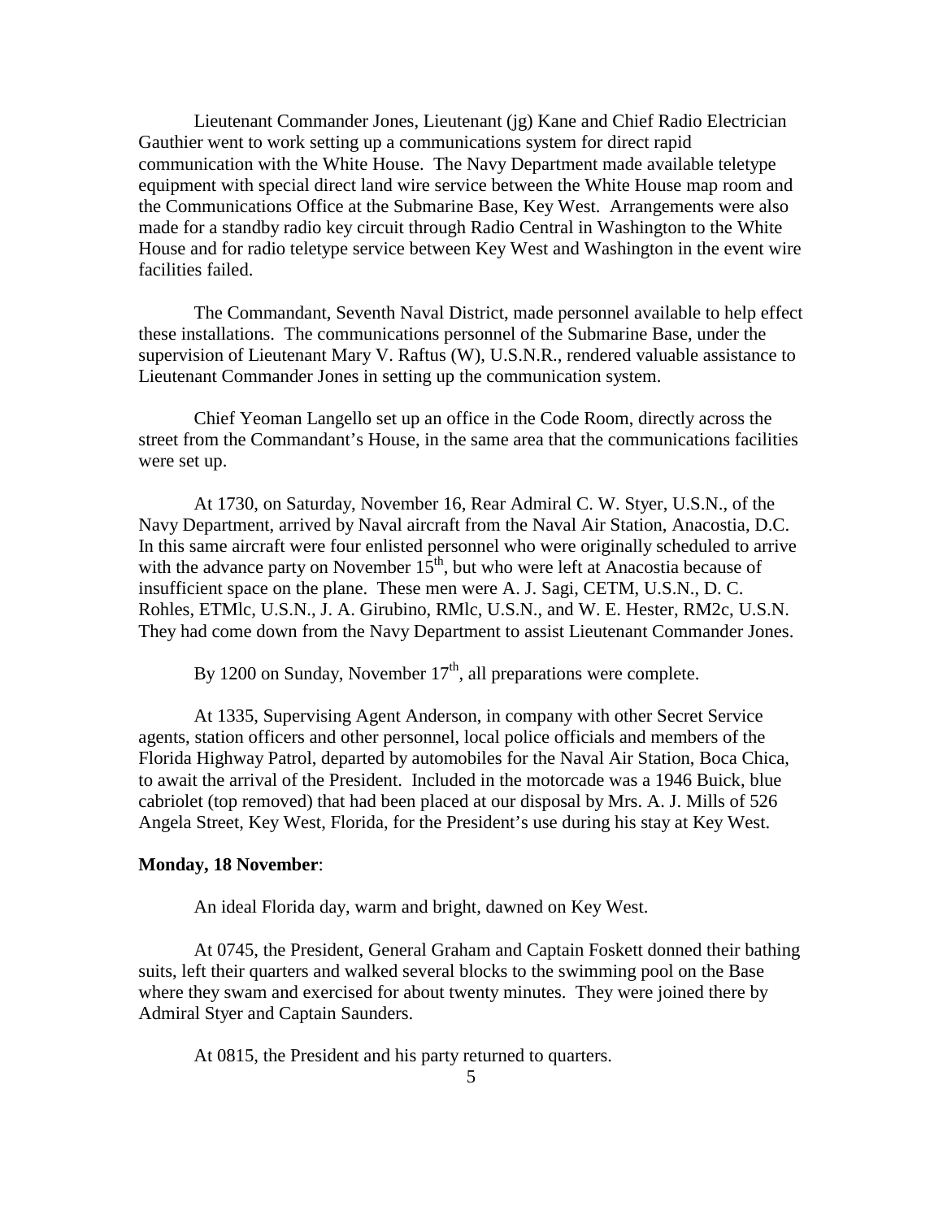Lieutenant Commander Jones, Lieutenant (jg) Kane and Chief Radio Electrician Gauthier went to work setting up a communications system for direct rapid communication with the White House. The Navy Department made available teletype equipment with special direct land wire service between the White House map room and the Communications Office at the Submarine Base, Key West. Arrangements were also made for a standby radio key circuit through Radio Central in Washington to the White House and for radio teletype service between Key West and Washington in the event wire facilities failed.

The Commandant, Seventh Naval District, made personnel available to help effect these installations. The communications personnel of the Submarine Base, under the supervision of Lieutenant Mary V. Raftus (W), U.S.N.R., rendered valuable assistance to Lieutenant Commander Jones in setting up the communication system.

Chief Yeoman Langello set up an office in the Code Room, directly across the street from the Commandant's House, in the same area that the communications facilities were set up.

At 1730, on Saturday, November 16, Rear Admiral C. W. Styer, U.S.N., of the Navy Department, arrived by Naval aircraft from the Naval Air Station, Anacostia, D.C. In this same aircraft were four enlisted personnel who were originally scheduled to arrive with the advance party on November 15th, but who were left at Anacostia because of insufficient space on the plane. These men were A. J. Sagi, CETM, U.S.N., D. C. Rohles, ETMlc, U.S.N., J. A. Girubino, RMlc, U.S.N., and W. E. Hester, RM2c, U.S.N. They had come down from the Navy Department to assist Lieutenant Commander Jones.

By 1200 on Sunday, November 17th, all preparations were complete.

At 1335, Supervising Agent Anderson, in company with other Secret Service agents, station officers and other personnel, local police officials and members of the Florida Highway Patrol, departed by automobiles for the Naval Air Station, Boca Chica, to await the arrival of the President. Included in the motorcade was a 1946 Buick, blue cabriolet (top removed) that had been placed at our disposal by Mrs. A. J. Mills of 526 Angela Street, Key West, Florida, for the President's use during his stay at Key West.

**Monday, 18 November**:

An ideal Florida day, warm and bright, dawned on Key West.

At 0745, the President, General Graham and Captain Foskett donned their bathing suits, left their quarters and walked several blocks to the swimming pool on the Base where they swam and exercised for about twenty minutes. They were joined there by Admiral Styer and Captain Saunders.

At 0815, the President and his party returned to quarters.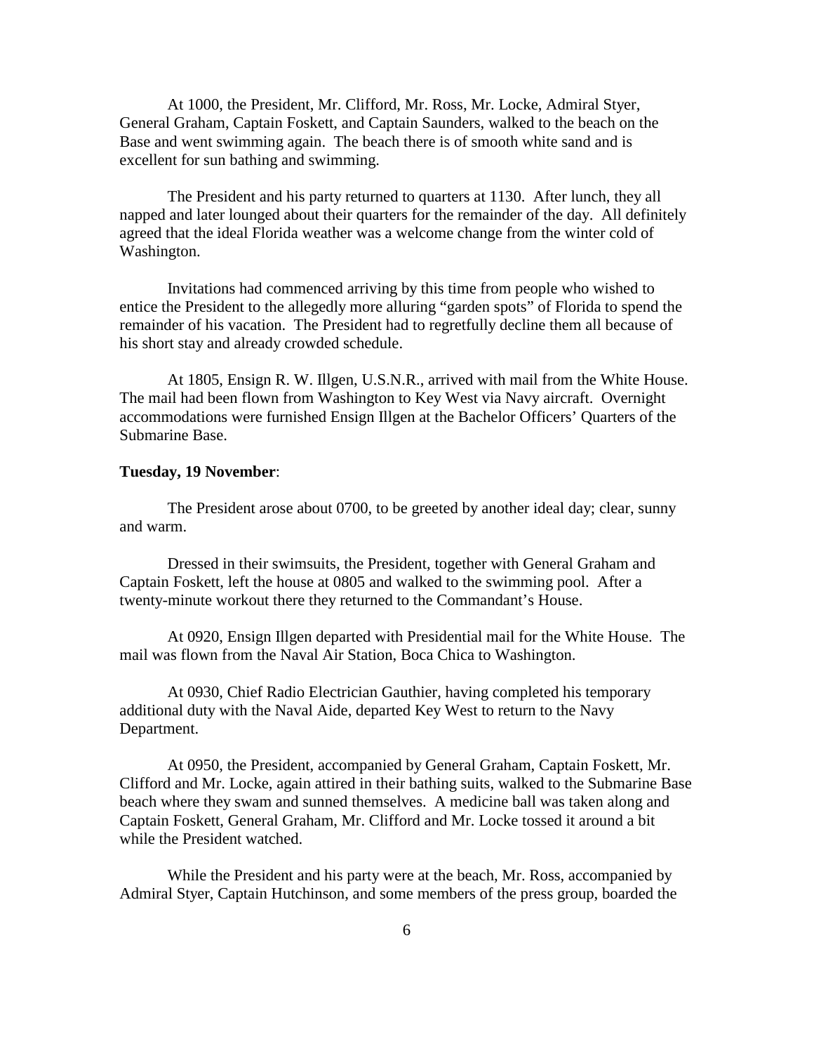At 1000, the President, Mr. Clifford, Mr. Ross, Mr. Locke, Admiral Styer, General Graham, Captain Foskett, and Captain Saunders, walked to the beach on the Base and went swimming again. The beach there is of smooth white sand and is excellent for sun bathing and swimming.

The President and his party returned to quarters at 1130. After lunch, they all napped and later lounged about their quarters for the remainder of the day. All definitely agreed that the ideal Florida weather was a welcome change from the winter cold of Washington.

Invitations had commenced arriving by this time from people who wished to entice the President to the allegedly more alluring "garden spots" of Florida to spend the remainder of his vacation. The President had to regretfully decline them all because of his short stay and already crowded schedule.

At 1805, Ensign R. W. Illgen, U.S.N.R., arrived with mail from the White House. The mail had been flown from Washington to Key West via Navy aircraft. Overnight accommodations were furnished Ensign Illgen at the Bachelor Officers' Quarters of the Submarine Base.

**Tuesday, 19 November**:

The President arose about 0700, to be greeted by another ideal day; clear, sunny and warm.

Dressed in their swimsuits, the President, together with General Graham and Captain Foskett, left the house at 0805 and walked to the swimming pool. After a twenty-minute workout there they returned to the Commandant's House.

At 0920, Ensign Illgen departed with Presidential mail for the White House. The mail was flown from the Naval Air Station, Boca Chica to Washington.

At 0930, Chief Radio Electrician Gauthier, having completed his temporary additional duty with the Naval Aide, departed Key West to return to the Navy Department.

At 0950, the President, accompanied by General Graham, Captain Foskett, Mr. Clifford and Mr. Locke, again attired in their bathing suits, walked to the Submarine Base beach where they swam and sunned themselves. A medicine ball was taken along and Captain Foskett, General Graham, Mr. Clifford and Mr. Locke tossed it around a bit while the President watched.

While the President and his party were at the beach, Mr. Ross, accompanied by Admiral Styer, Captain Hutchinson, and some members of the press group, boarded the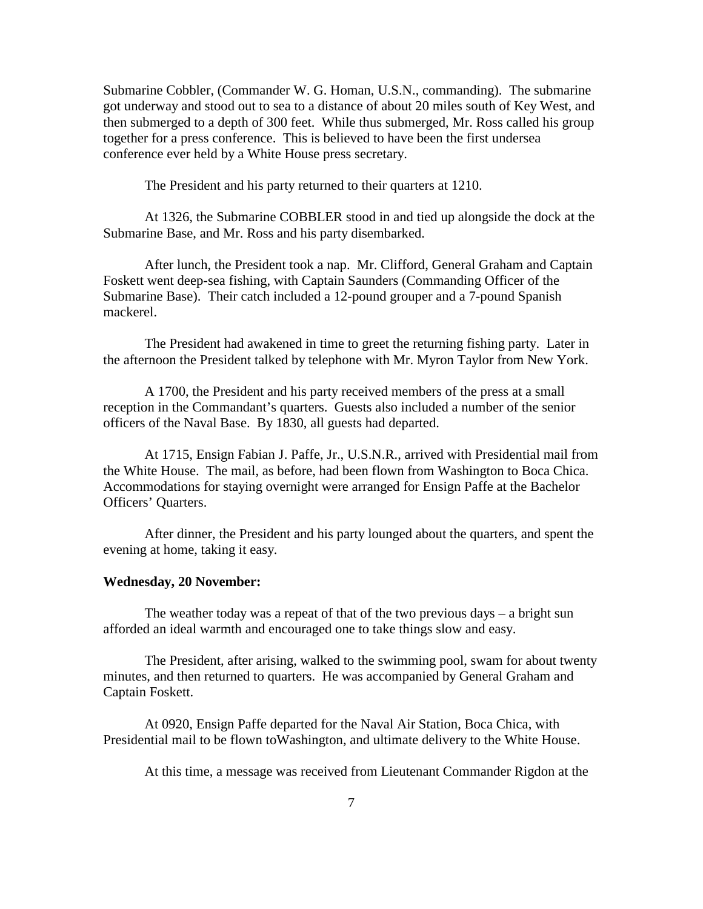Submarine Cobbler, (Commander W. G. Homan, U.S.N., commanding). The submarine got underway and stood out to sea to a distance of about 20 miles south of Key West, and then submerged to a depth of 300 feet. While thus submerged, Mr. Ross called his group together for a press conference. This is believed to have been the first undersea conference ever held by a White House press secretary.

The President and his party returned to their quarters at 1210.

At 1326, the Submarine COBBLER stood in and tied up alongside the dock at the Submarine Base, and Mr. Ross and his party disembarked.

After lunch, the President took a nap. Mr. Clifford, General Graham and Captain Foskett went deep-sea fishing, with Captain Saunders (Commanding Officer of the Submarine Base). Their catch included a 12-pound grouper and a 7-pound Spanish mackerel.

The President had awakened in time to greet the returning fishing party. Later in the afternoon the President talked by telephone with Mr. Myron Taylor from New York.

A 1700, the President and his party received members of the press at a small reception in the Commandant's quarters. Guests also included a number of the senior officers of the Naval Base. By 1830, all guests had departed.

At 1715, Ensign Fabian J. Paffe, Jr., U.S.N.R., arrived with Presidential mail from the White House. The mail, as before, had been flown from Washington to Boca Chica. Accommodations for staying overnight were arranged for Ensign Paffe at the Bachelor Officers' Quarters.

After dinner, the President and his party lounged about the quarters, and spent the evening at home, taking it easy.

**Wednesday, 20 November:**

The weather today was a repeat of that of the two previous days – a bright sun afforded an ideal warmth and encouraged one to take things slow and easy.

The President, after arising, walked to the swimming pool, swam for about twenty minutes, and then returned to quarters. He was accompanied by General Graham and Captain Foskett.

At 0920, Ensign Paffe departed for the Naval Air Station, Boca Chica, with Presidential mail to be flown toWashington, and ultimate delivery to the White House.

At this time, a message was received from Lieutenant Commander Rigdon at the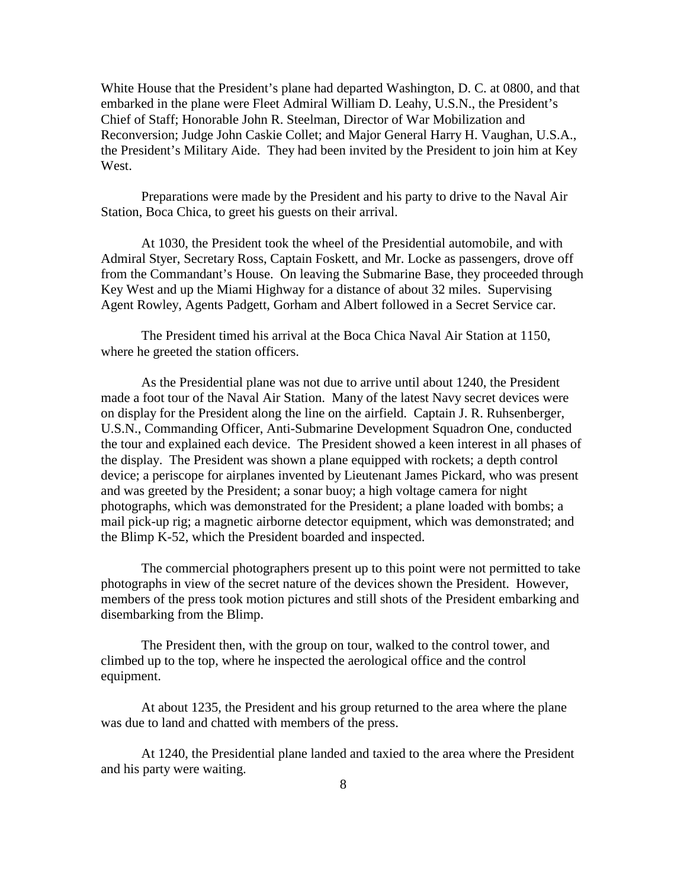White House that the President's plane had departed Washington, D. C. at 0800, and that embarked in the plane were Fleet Admiral William D. Leahy, U.S.N., the President's Chief of Staff; Honorable John R. Steelman, Director of War Mobilization and Reconversion; Judge John Caskie Collet; and Major General Harry H. Vaughan, U.S.A., the President's Military Aide. They had been invited by the President to join him at Key West.

Preparations were made by the President and his party to drive to the Naval Air Station, Boca Chica, to greet his guests on their arrival.

At 1030, the President took the wheel of the Presidential automobile, and with Admiral Styer, Secretary Ross, Captain Foskett, and Mr. Locke as passengers, drove off from the Commandant's House. On leaving the Submarine Base, they proceeded through Key West and up the Miami Highway for a distance of about 32 miles. Supervising Agent Rowley, Agents Padgett, Gorham and Albert followed in a Secret Service car.

The President timed his arrival at the Boca Chica Naval Air Station at 1150, where he greeted the station officers.

As the Presidential plane was not due to arrive until about 1240, the President made a foot tour of the Naval Air Station. Many of the latest Navy secret devices were on display for the President along the line on the airfield. Captain J. R. Ruhsenberger, U.S.N., Commanding Officer, Anti-Submarine Development Squadron One, conducted the tour and explained each device. The President showed a keen interest in all phases of the display. The President was shown a plane equipped with rockets; a depth control device; a periscope for airplanes invented by Lieutenant James Pickard, who was present and was greeted by the President; a sonar buoy; a high voltage camera for night photographs, which was demonstrated for the President; a plane loaded with bombs; a mail pick-up rig; a magnetic airborne detector equipment, which was demonstrated; and the Blimp K-52, which the President boarded and inspected.

The commercial photographers present up to this point were not permitted to take photographs in view of the secret nature of the devices shown the President. However, members of the press took motion pictures and still shots of the President embarking and disembarking from the Blimp.

The President then, with the group on tour, walked to the control tower, and climbed up to the top, where he inspected the aerological office and the control equipment.

At about 1235, the President and his group returned to the area where the plane was due to land and chatted with members of the press.

At 1240, the Presidential plane landed and taxied to the area where the President and his party were waiting.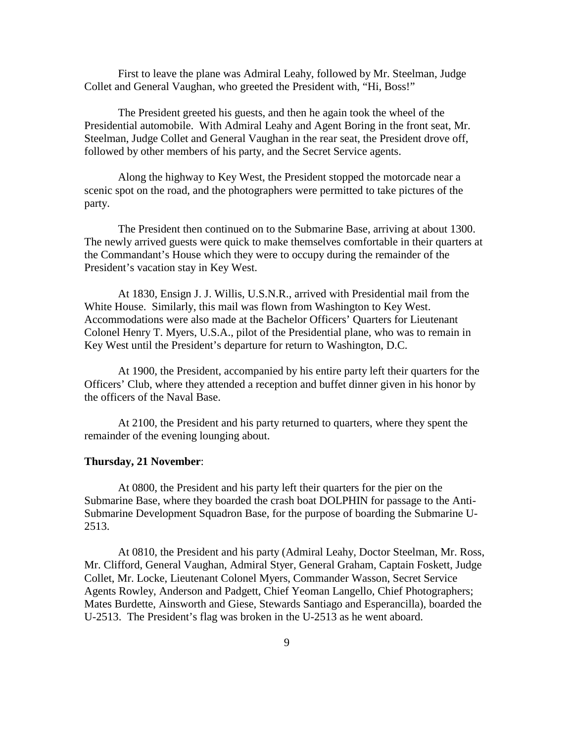First to leave the plane was Admiral Leahy, followed by Mr. Steelman, Judge Collet and General Vaughan, who greeted the President with, "Hi, Boss!"

The President greeted his guests, and then he again took the wheel of the Presidential automobile. With Admiral Leahy and Agent Boring in the front seat, Mr. Steelman, Judge Collet and General Vaughan in the rear seat, the President drove off, followed by other members of his party, and the Secret Service agents.

Along the highway to Key West, the President stopped the motorcade near a scenic spot on the road, and the photographers were permitted to take pictures of the party.

The President then continued on to the Submarine Base, arriving at about 1300. The newly arrived guests were quick to make themselves comfortable in their quarters at the Commandant's House which they were to occupy during the remainder of the President's vacation stay in Key West.

At 1830, Ensign J. J. Willis, U.S.N.R., arrived with Presidential mail from the White House. Similarly, this mail was flown from Washington to Key West. Accommodations were also made at the Bachelor Officers' Quarters for Lieutenant Colonel Henry T. Myers, U.S.A., pilot of the Presidential plane, who was to remain in Key West until the President's departure for return to Washington, D.C.

At 1900, the President, accompanied by his entire party left their quarters for the Officers' Club, where they attended a reception and buffet dinner given in his honor by the officers of the Naval Base.

At 2100, the President and his party returned to quarters, where they spent the remainder of the evening lounging about.

**Thursday, 21 November**:

At 0800, the President and his party left their quarters for the pier on the Submarine Base, where they boarded the crash boat DOLPHIN for passage to the Anti-Submarine Development Squadron Base, for the purpose of boarding the Submarine U-2513.

At 0810, the President and his party (Admiral Leahy, Doctor Steelman, Mr. Ross, Mr. Clifford, General Vaughan, Admiral Styer, General Graham, Captain Foskett, Judge Collet, Mr. Locke, Lieutenant Colonel Myers, Commander Wasson, Secret Service Agents Rowley, Anderson and Padgett, Chief Yeoman Langello, Chief Photographers; Mates Burdette, Ainsworth and Giese, Stewards Santiago and Esperancilla), boarded the U-2513. The President's flag was broken in the U-2513 as he went aboard.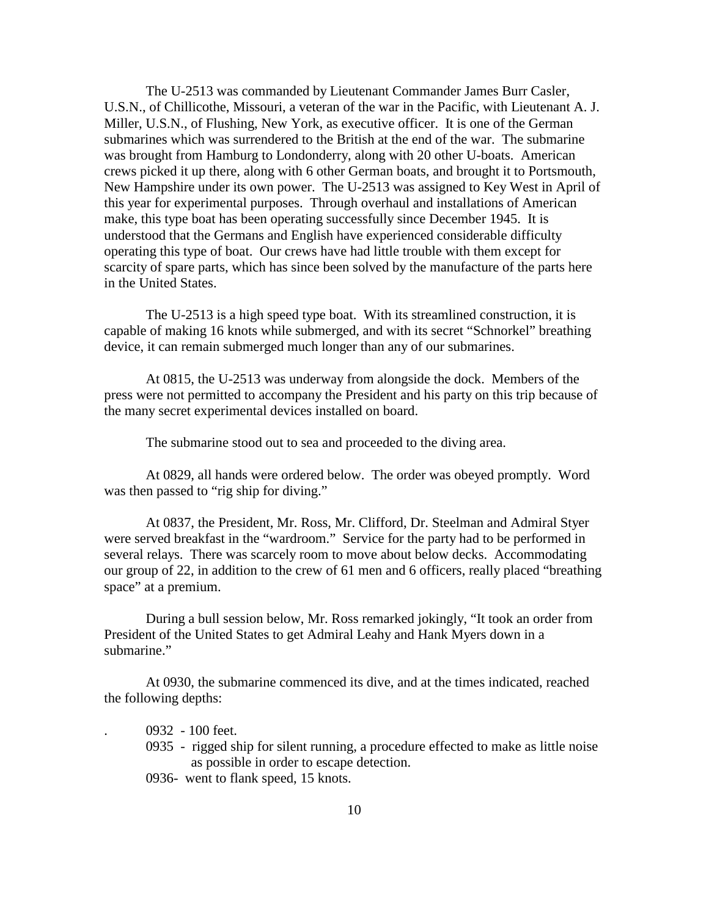The U-2513 was commanded by Lieutenant Commander James Burr Casler, U.S.N., of Chillicothe, Missouri, a veteran of the war in the Pacific, with Lieutenant A. J. Miller, U.S.N., of Flushing, New York, as executive officer. It is one of the German submarines which was surrendered to the British at the end of the war. The submarine was brought from Hamburg to Londonderry, along with 20 other U-boats. American crews picked it up there, along with 6 other German boats, and brought it to Portsmouth, New Hampshire under its own power. The U-2513 was assigned to Key West in April of this year for experimental purposes. Through overhaul and installations of American make, this type boat has been operating successfully since December 1945. It is understood that the Germans and English have experienced considerable difficulty operating this type of boat. Our crews have had little trouble with them except for scarcity of spare parts, which has since been solved by the manufacture of the parts here in the United States.

The U-2513 is a high speed type boat. With its streamlined construction, it is capable of making 16 knots while submerged, and with its secret "Schnorkel" breathing device, it can remain submerged much longer than any of our submarines.

At 0815, the U-2513 was underway from alongside the dock. Members of the press were not permitted to accompany the President and his party on this trip because of the many secret experimental devices installed on board.

The submarine stood out to sea and proceeded to the diving area.

At 0829, all hands were ordered below. The order was obeyed promptly. Word was then passed to "rig ship for diving."

At 0837, the President, Mr. Ross, Mr. Clifford, Dr. Steelman and Admiral Styer were served breakfast in the "wardroom." Service for the party had to be performed in several relays. There was scarcely room to move about below decks. Accommodating our group of 22, in addition to the crew of 61 men and 6 officers, really placed "breathing space" at a premium.

During a bull session below, Mr. Ross remarked jokingly, "It took an order from President of the United States to get Admiral Leahy and Hank Myers down in a submarine."

At 0930, the submarine commenced its dive, and at the times indicated, reached the following depths:

0932 - 100 feet.

0935 - rigged ship for silent running, a procedure effected to make as little noise as possible in order to escape detection.

0936- went to flank speed, 15 knots.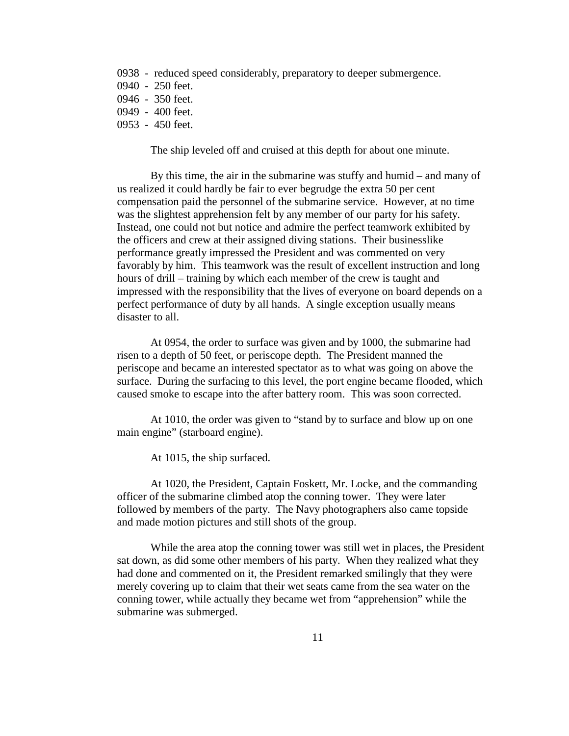0938 - reduced speed considerably, preparatory to deeper submergence.
0940 - 250 feet.
0946 - 350 feet.
0949 - 400 feet.
0953 - 450 feet.

The ship leveled off and cruised at this depth for about one minute.

By this time, the air in the submarine was stuffy and humid – and many of us realized it could hardly be fair to ever begrudge the extra 50 per cent compensation paid the personnel of the submarine service. However, at no time was the slightest apprehension felt by any member of our party for his safety. Instead, one could not but notice and admire the perfect teamwork exhibited by the officers and crew at their assigned diving stations. Their businesslike performance greatly impressed the President and was commented on very favorably by him. This teamwork was the result of excellent instruction and long hours of drill – training by which each member of the crew is taught and impressed with the responsibility that the lives of everyone on board depends on a perfect performance of duty by all hands. A single exception usually means disaster to all.

At 0954, the order to surface was given and by 1000, the submarine had risen to a depth of 50 feet, or periscope depth. The President manned the periscope and became an interested spectator as to what was going on above the surface. During the surfacing to this level, the port engine became flooded, which caused smoke to escape into the after battery room. This was soon corrected.

At 1010, the order was given to "stand by to surface and blow up on one main engine" (starboard engine).

At 1015, the ship surfaced.

At 1020, the President, Captain Foskett, Mr. Locke, and the commanding officer of the submarine climbed atop the conning tower. They were later followed by members of the party. The Navy photographers also came topside and made motion pictures and still shots of the group.

While the area atop the conning tower was still wet in places, the President sat down, as did some other members of his party. When they realized what they had done and commented on it, the President remarked smilingly that they were merely covering up to claim that their wet seats came from the sea water on the conning tower, while actually they became wet from "apprehension" while the submarine was submerged.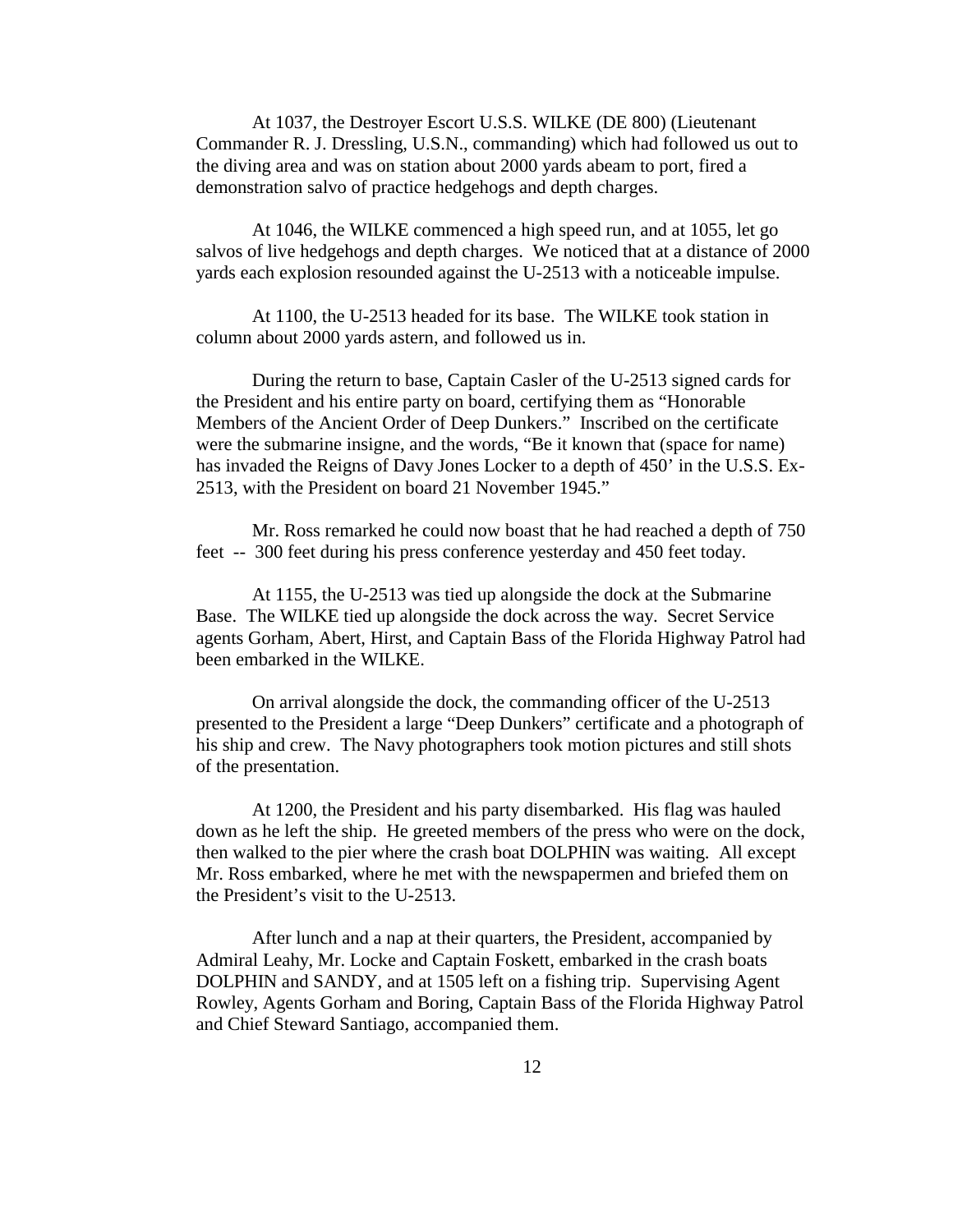At 1037, the Destroyer Escort U.S.S. WILKE (DE 800) (Lieutenant Commander R. J. Dressling, U.S.N., commanding) which had followed us out to the diving area and was on station about 2000 yards abeam to port, fired a demonstration salvo of practice hedgehogs and depth charges.

At 1046, the WILKE commenced a high speed run, and at 1055, let go salvos of live hedgehogs and depth charges. We noticed that at a distance of 2000 yards each explosion resounded against the U-2513 with a noticeable impulse.

At 1100, the U-2513 headed for its base. The WILKE took station in column about 2000 yards astern, and followed us in.

During the return to base, Captain Casler of the U-2513 signed cards for the President and his entire party on board, certifying them as "Honorable Members of the Ancient Order of Deep Dunkers." Inscribed on the certificate were the submarine insigne, and the words, "Be it known that (space for name) has invaded the Reigns of Davy Jones Locker to a depth of 450' in the U.S.S. Ex-2513, with the President on board 21 November 1945."

Mr. Ross remarked he could now boast that he had reached a depth of 750 feet -- 300 feet during his press conference yesterday and 450 feet today.

At 1155, the U-2513 was tied up alongside the dock at the Submarine Base. The WILKE tied up alongside the dock across the way. Secret Service agents Gorham, Abert, Hirst, and Captain Bass of the Florida Highway Patrol had been embarked in the WILKE.

On arrival alongside the dock, the commanding officer of the U-2513 presented to the President a large "Deep Dunkers" certificate and a photograph of his ship and crew. The Navy photographers took motion pictures and still shots of the presentation.

At 1200, the President and his party disembarked. His flag was hauled down as he left the ship. He greeted members of the press who were on the dock, then walked to the pier where the crash boat DOLPHIN was waiting. All except Mr. Ross embarked, where he met with the newspapermen and briefed them on the President's visit to the U-2513.

After lunch and a nap at their quarters, the President, accompanied by Admiral Leahy, Mr. Locke and Captain Foskett, embarked in the crash boats DOLPHIN and SANDY, and at 1505 left on a fishing trip. Supervising Agent Rowley, Agents Gorham and Boring, Captain Bass of the Florida Highway Patrol and Chief Steward Santiago, accompanied them.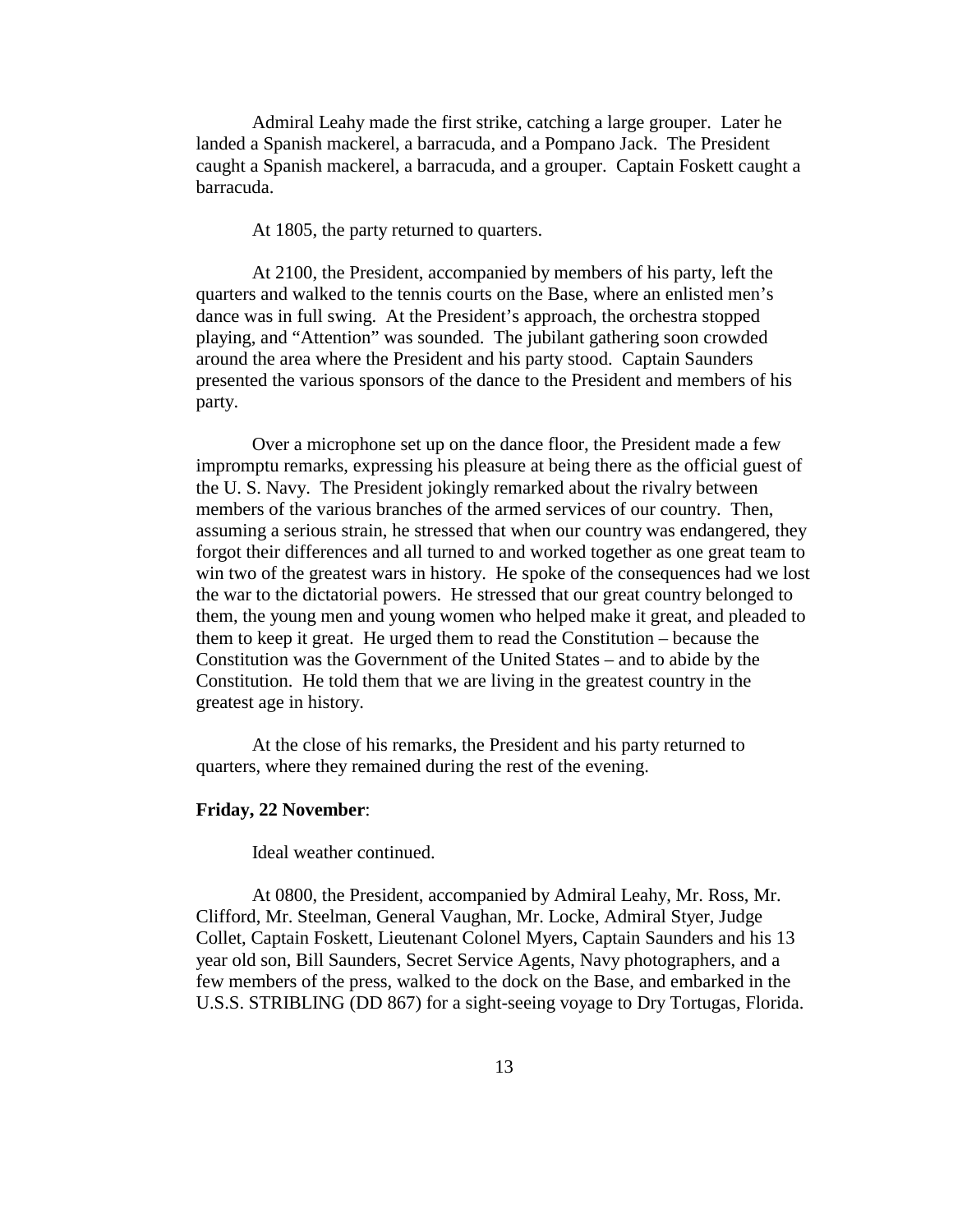Admiral Leahy made the first strike, catching a large grouper. Later he landed a Spanish mackerel, a barracuda, and a Pompano Jack. The President caught a Spanish mackerel, a barracuda, and a grouper. Captain Foskett caught a barracuda.

At 1805, the party returned to quarters.

At 2100, the President, accompanied by members of his party, left the quarters and walked to the tennis courts on the Base, where an enlisted men's dance was in full swing. At the President's approach, the orchestra stopped playing, and "Attention" was sounded. The jubilant gathering soon crowded around the area where the President and his party stood. Captain Saunders presented the various sponsors of the dance to the President and members of his party.

Over a microphone set up on the dance floor, the President made a few impromptu remarks, expressing his pleasure at being there as the official guest of the U. S. Navy. The President jokingly remarked about the rivalry between members of the various branches of the armed services of our country. Then, assuming a serious strain, he stressed that when our country was endangered, they forgot their differences and all turned to and worked together as one great team to win two of the greatest wars in history. He spoke of the consequences had we lost the war to the dictatorial powers. He stressed that our great country belonged to them, the young men and young women who helped make it great, and pleaded to them to keep it great. He urged them to read the Constitution – because the Constitution was the Government of the United States – and to abide by the Constitution. He told them that we are living in the greatest country in the greatest age in history.

At the close of his remarks, the President and his party returned to quarters, where they remained during the rest of the evening.

**Friday, 22 November**:

Ideal weather continued.

At 0800, the President, accompanied by Admiral Leahy, Mr. Ross, Mr. Clifford, Mr. Steelman, General Vaughan, Mr. Locke, Admiral Styer, Judge Collet, Captain Foskett, Lieutenant Colonel Myers, Captain Saunders and his 13 year old son, Bill Saunders, Secret Service Agents, Navy photographers, and a few members of the press, walked to the dock on the Base, and embarked in the U.S.S. STRIBLING (DD 867) for a sight-seeing voyage to Dry Tortugas, Florida.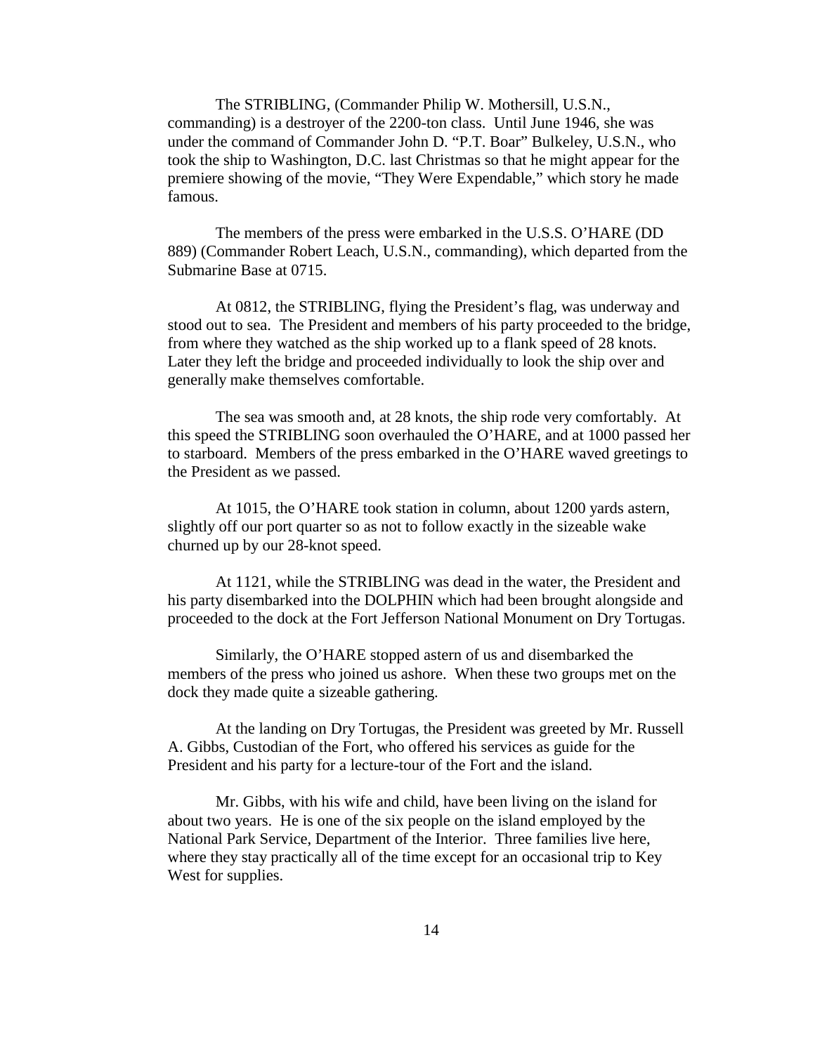The STRIBLING, (Commander Philip W. Mothersill, U.S.N., commanding) is a destroyer of the 2200-ton class. Until June 1946, she was under the command of Commander John D. "P.T. Boar" Bulkeley, U.S.N., who took the ship to Washington, D.C. last Christmas so that he might appear for the premiere showing of the movie, "They Were Expendable," which story he made famous.

The members of the press were embarked in the U.S.S. O'HARE (DD 889) (Commander Robert Leach, U.S.N., commanding), which departed from the Submarine Base at 0715.

At 0812, the STRIBLING, flying the President's flag, was underway and stood out to sea. The President and members of his party proceeded to the bridge, from where they watched as the ship worked up to a flank speed of 28 knots. Later they left the bridge and proceeded individually to look the ship over and generally make themselves comfortable.

The sea was smooth and, at 28 knots, the ship rode very comfortably. At this speed the STRIBLING soon overhauled the O'HARE, and at 1000 passed her to starboard. Members of the press embarked in the O'HARE waved greetings to the President as we passed.

At 1015, the O'HARE took station in column, about 1200 yards astern, slightly off our port quarter so as not to follow exactly in the sizeable wake churned up by our 28-knot speed.

At 1121, while the STRIBLING was dead in the water, the President and his party disembarked into the DOLPHIN which had been brought alongside and proceeded to the dock at the Fort Jefferson National Monument on Dry Tortugas.

Similarly, the O'HARE stopped astern of us and disembarked the members of the press who joined us ashore. When these two groups met on the dock they made quite a sizeable gathering.

At the landing on Dry Tortugas, the President was greeted by Mr. Russell A. Gibbs, Custodian of the Fort, who offered his services as guide for the President and his party for a lecture-tour of the Fort and the island.

Mr. Gibbs, with his wife and child, have been living on the island for about two years. He is one of the six people on the island employed by the National Park Service, Department of the Interior. Three families live here, where they stay practically all of the time except for an occasional trip to Key West for supplies.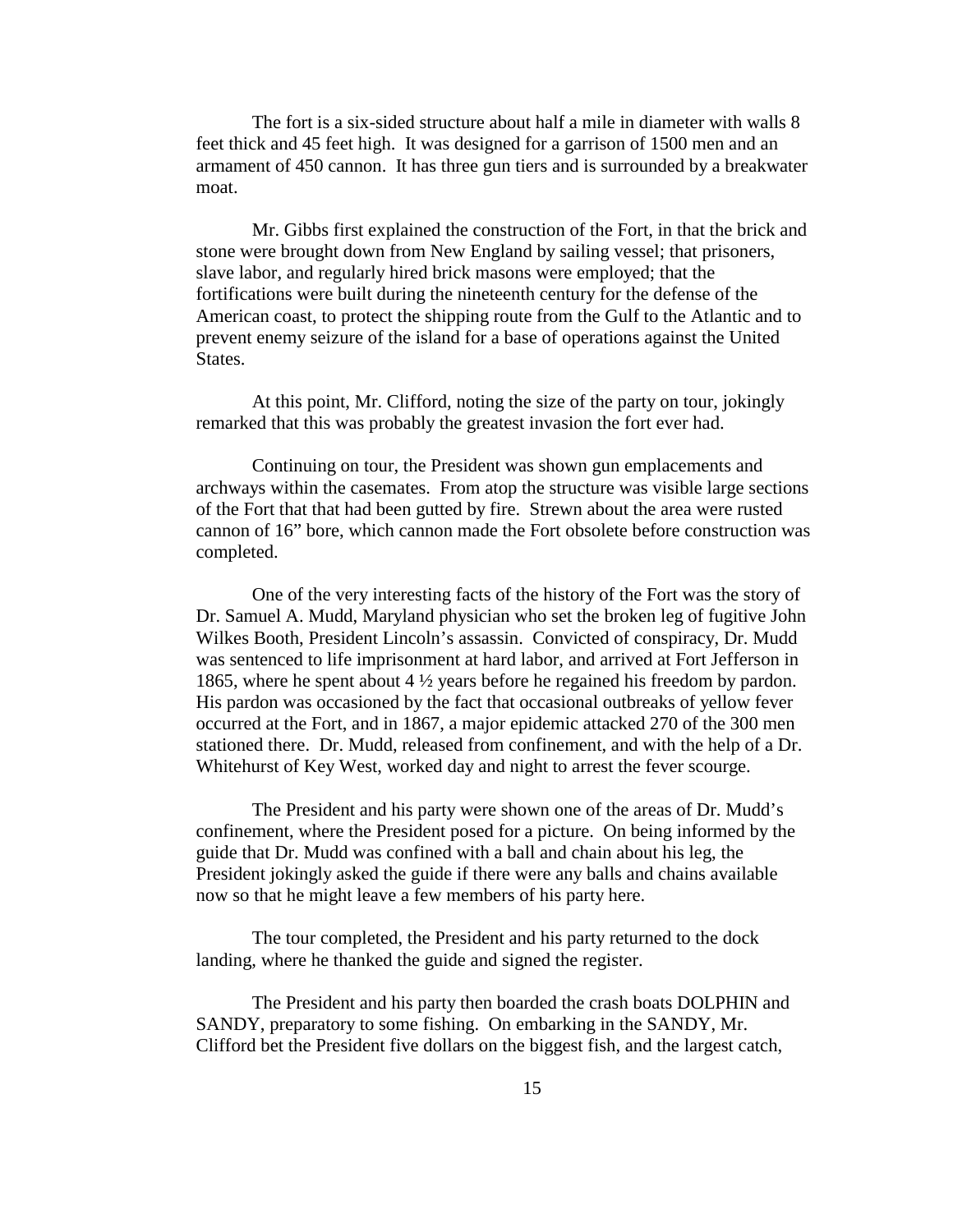The fort is a six-sided structure about half a mile in diameter with walls 8 feet thick and 45 feet high. It was designed for a garrison of 1500 men and an armament of 450 cannon. It has three gun tiers and is surrounded by a breakwater moat.

Mr. Gibbs first explained the construction of the Fort, in that the brick and stone were brought down from New England by sailing vessel; that prisoners, slave labor, and regularly hired brick masons were employed; that the fortifications were built during the nineteenth century for the defense of the American coast, to protect the shipping route from the Gulf to the Atlantic and to prevent enemy seizure of the island for a base of operations against the United States.

At this point, Mr. Clifford, noting the size of the party on tour, jokingly remarked that this was probably the greatest invasion the fort ever had.

Continuing on tour, the President was shown gun emplacements and archways within the casemates. From atop the structure was visible large sections of the Fort that that had been gutted by fire. Strewn about the area were rusted cannon of 16" bore, which cannon made the Fort obsolete before construction was completed.

One of the very interesting facts of the history of the Fort was the story of Dr. Samuel A. Mudd, Maryland physician who set the broken leg of fugitive John Wilkes Booth, President Lincoln's assassin. Convicted of conspiracy, Dr. Mudd was sentenced to life imprisonment at hard labor, and arrived at Fort Jefferson in 1865, where he spent about 4 ½ years before he regained his freedom by pardon. His pardon was occasioned by the fact that occasional outbreaks of yellow fever occurred at the Fort, and in 1867, a major epidemic attacked 270 of the 300 men stationed there. Dr. Mudd, released from confinement, and with the help of a Dr. Whitehurst of Key West, worked day and night to arrest the fever scourge.

The President and his party were shown one of the areas of Dr. Mudd's confinement, where the President posed for a picture. On being informed by the guide that Dr. Mudd was confined with a ball and chain about his leg, the President jokingly asked the guide if there were any balls and chains available now so that he might leave a few members of his party here.

The tour completed, the President and his party returned to the dock landing, where he thanked the guide and signed the register.

The President and his party then boarded the crash boats DOLPHIN and SANDY, preparatory to some fishing. On embarking in the SANDY, Mr. Clifford bet the President five dollars on the biggest fish, and the largest catch,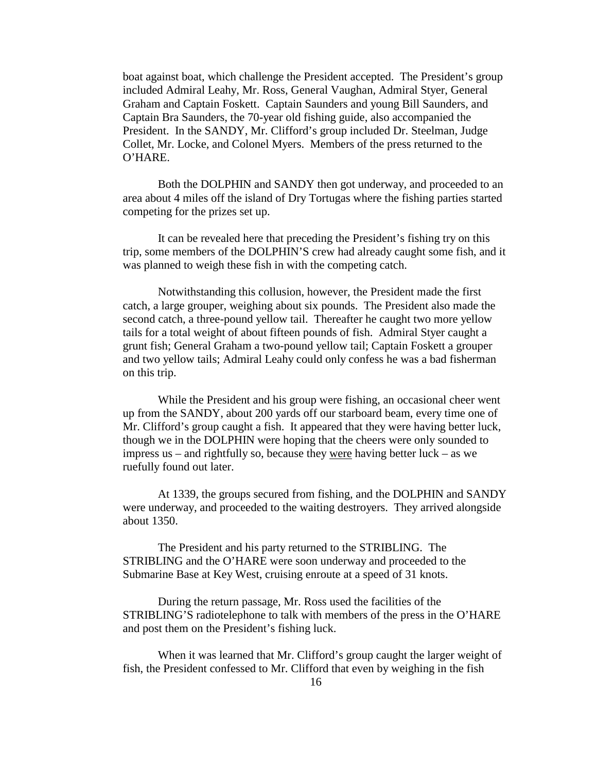boat against boat, which challenge the President accepted. The President's group included Admiral Leahy, Mr. Ross, General Vaughan, Admiral Styer, General Graham and Captain Foskett. Captain Saunders and young Bill Saunders, and Captain Bra Saunders, the 70-year old fishing guide, also accompanied the President. In the SANDY, Mr. Clifford's group included Dr. Steelman, Judge Collet, Mr. Locke, and Colonel Myers. Members of the press returned to the O'HARE.

Both the DOLPHIN and SANDY then got underway, and proceeded to an area about 4 miles off the island of Dry Tortugas where the fishing parties started competing for the prizes set up.

It can be revealed here that preceding the President's fishing try on this trip, some members of the DOLPHIN'S crew had already caught some fish, and it was planned to weigh these fish in with the competing catch.

Notwithstanding this collusion, however, the President made the first catch, a large grouper, weighing about six pounds. The President also made the second catch, a three-pound yellow tail. Thereafter he caught two more yellow tails for a total weight of about fifteen pounds of fish. Admiral Styer caught a grunt fish; General Graham a two-pound yellow tail; Captain Foskett a grouper and two yellow tails; Admiral Leahy could only confess he was a bad fisherman on this trip.

While the President and his group were fishing, an occasional cheer went up from the SANDY, about 200 yards off our starboard beam, every time one of Mr. Clifford's group caught a fish. It appeared that they were having better luck, though we in the DOLPHIN were hoping that the cheers were only sounded to impress us – and rightfully so, because they <u>were</u> having better luck – as we ruefully found out later.

At 1339, the groups secured from fishing, and the DOLPHIN and SANDY were underway, and proceeded to the waiting destroyers. They arrived alongside about 1350.

The President and his party returned to the STRIBLING. The STRIBLING and the O'HARE were soon underway and proceeded to the Submarine Base at Key West, cruising enroute at a speed of 31 knots.

During the return passage, Mr. Ross used the facilities of the STRIBLING'S radiotelephone to talk with members of the press in the O'HARE and post them on the President's fishing luck.

When it was learned that Mr. Clifford's group caught the larger weight of fish, the President confessed to Mr. Clifford that even by weighing in the fish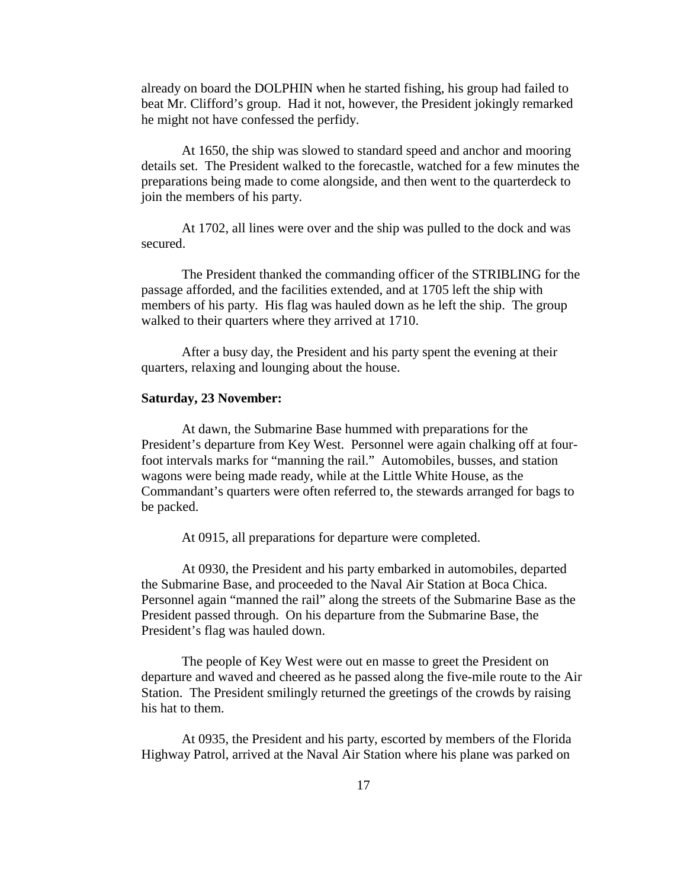already on board the DOLPHIN when he started fishing, his group had failed to beat Mr. Clifford's group. Had it not, however, the President jokingly remarked he might not have confessed the perfidy.

At 1650, the ship was slowed to standard speed and anchor and mooring details set. The President walked to the forecastle, watched for a few minutes the preparations being made to come alongside, and then went to the quarterdeck to join the members of his party.

At 1702, all lines were over and the ship was pulled to the dock and was secured.

The President thanked the commanding officer of the STRIBLING for the passage afforded, and the facilities extended, and at 1705 left the ship with members of his party. His flag was hauled down as he left the ship. The group walked to their quarters where they arrived at 1710.

After a busy day, the President and his party spent the evening at their quarters, relaxing and lounging about the house.

**Saturday, 23 November:**

At dawn, the Submarine Base hummed with preparations for the President's departure from Key West. Personnel were again chalking off at four-foot intervals marks for "manning the rail." Automobiles, busses, and station wagons were being made ready, while at the Little White House, as the Commandant's quarters were often referred to, the stewards arranged for bags to be packed.

At 0915, all preparations for departure were completed.

At 0930, the President and his party embarked in automobiles, departed the Submarine Base, and proceeded to the Naval Air Station at Boca Chica. Personnel again "manned the rail" along the streets of the Submarine Base as the President passed through. On his departure from the Submarine Base, the President's flag was hauled down.

The people of Key West were out en masse to greet the President on departure and waved and cheered as he passed along the five-mile route to the Air Station. The President smilingly returned the greetings of the crowds by raising his hat to them.

At 0935, the President and his party, escorted by members of the Florida Highway Patrol, arrived at the Naval Air Station where his plane was parked on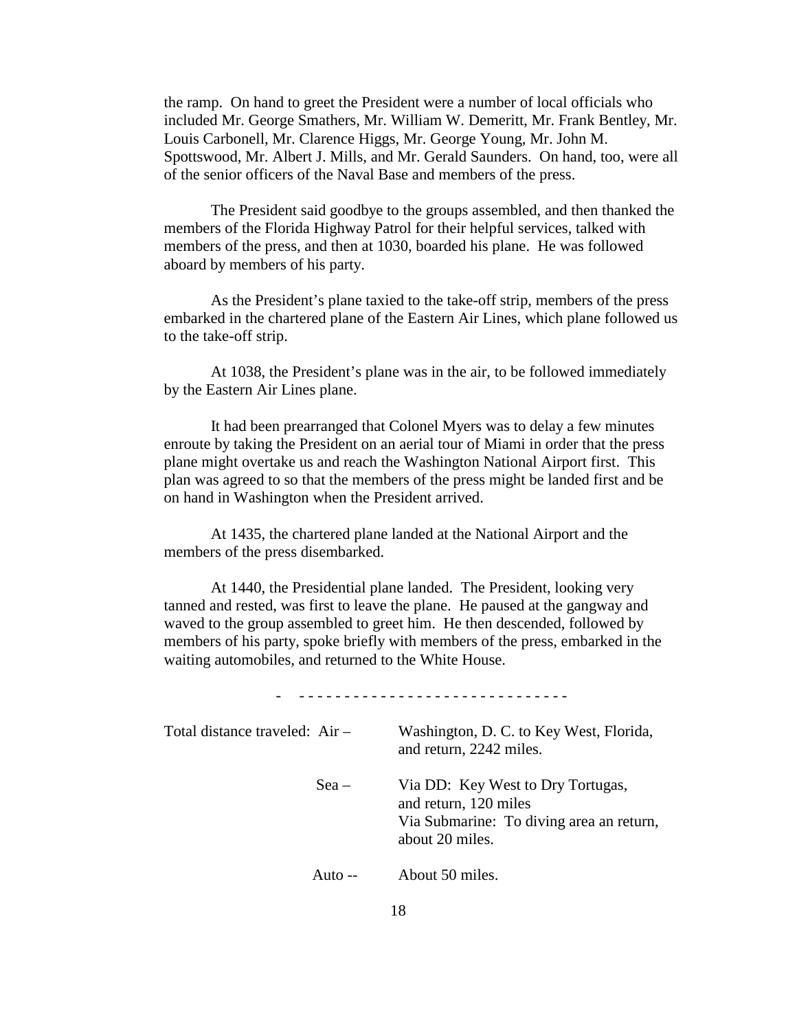the ramp. On hand to greet the President were a number of local officials who included Mr. George Smathers, Mr. William W. Demeritt, Mr. Frank Bentley, Mr. Louis Carbonell, Mr. Clarence Higgs, Mr. George Young, Mr. John M. Spottswood, Mr. Albert J. Mills, and Mr. Gerald Saunders. On hand, too, were all of the senior officers of the Naval Base and members of the press.

The President said goodbye to the groups assembled, and then thanked the members of the Florida Highway Patrol for their helpful services, talked with members of the press, and then at 1030, boarded his plane. He was followed aboard by members of his party.

As the President's plane taxied to the take-off strip, members of the press embarked in the chartered plane of the Eastern Air Lines, which plane followed us to the take-off strip.

At 1038, the President's plane was in the air, to be followed immediately by the Eastern Air Lines plane.

It had been prearranged that Colonel Myers was to delay a few minutes enroute by taking the President on an aerial tour of Miami in order that the press plane might overtake us and reach the Washington National Airport first. This plan was agreed to so that the members of the press might be landed first and be on hand in Washington when the President arrived.

At 1435, the chartered plane landed at the National Airport and the members of the press disembarked.

At 1440, the Presidential plane landed. The President, looking very tanned and rested, was first to leave the plane. He paused at the gangway and waved to the group assembled to greet him. He then descended, followed by members of his party, spoke briefly with members of the press, embarked in the waiting automobiles, and returned to the White House.

\- - - - - - - - - - - - - - - - - - - - - - - - - - - - - - -

| | |
|---|---|
| Total distance traveled: Air – | Washington, D. C. to Key West, Florida, and return, 2242 miles. |
| Sea – | Via DD: Key West to Dry Tortugas, and return, 120 miles<br>Via Submarine: To diving area an return, about 20 miles. |
| Auto -- | About 50 miles. |